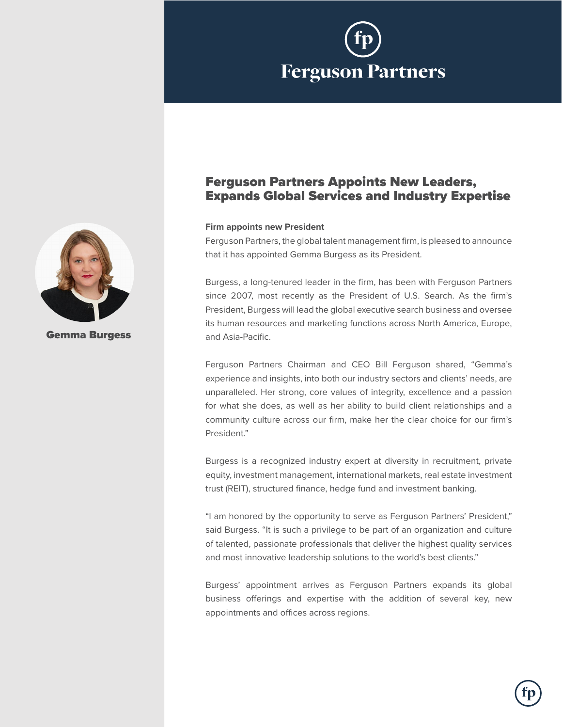# Ferguson Partners

Gemma Burgess

## Ferguson Partners Appoints New Leaders, Expands Global Services and Industry Expertise

**Firm appoints new President**

Ferguson Partners, the global talent management firm, is pleased to announce that it has appointed Gemma Burgess as its President.

Burgess, a long-tenured leader in the firm, has been with Ferguson Partners since 2007, most recently as the President of U.S. Search. As the firm's President, Burgess will lead the global executive search business and oversee its human resources and marketing functions across North America, Europe, and Asia-Pacific.

Ferguson Partners Chairman and CEO Bill Ferguson shared, "Gemma's experience and insights, into both our industry sectors and clients' needs, are unparalleled. Her strong, core values of integrity, excellence and a passion for what she does, as well as her ability to build client relationships and a community culture across our firm, make her the clear choice for our firm's President."

Burgess is a recognized industry expert at diversity in recruitment, private equity, investment management, international markets, real estate investment trust (REIT), structured finance, hedge fund and investment banking.

"I am honored by the opportunity to serve as Ferguson Partners' President," said Burgess. "It is such a privilege to be part of an organization and culture of talented, passionate professionals that deliver the highest quality services and most innovative leadership solutions to the world's best clients."

Burgess' appointment arrives as Ferguson Partners expands its global business offerings and expertise with the addition of several key, new appointments and offices across regions.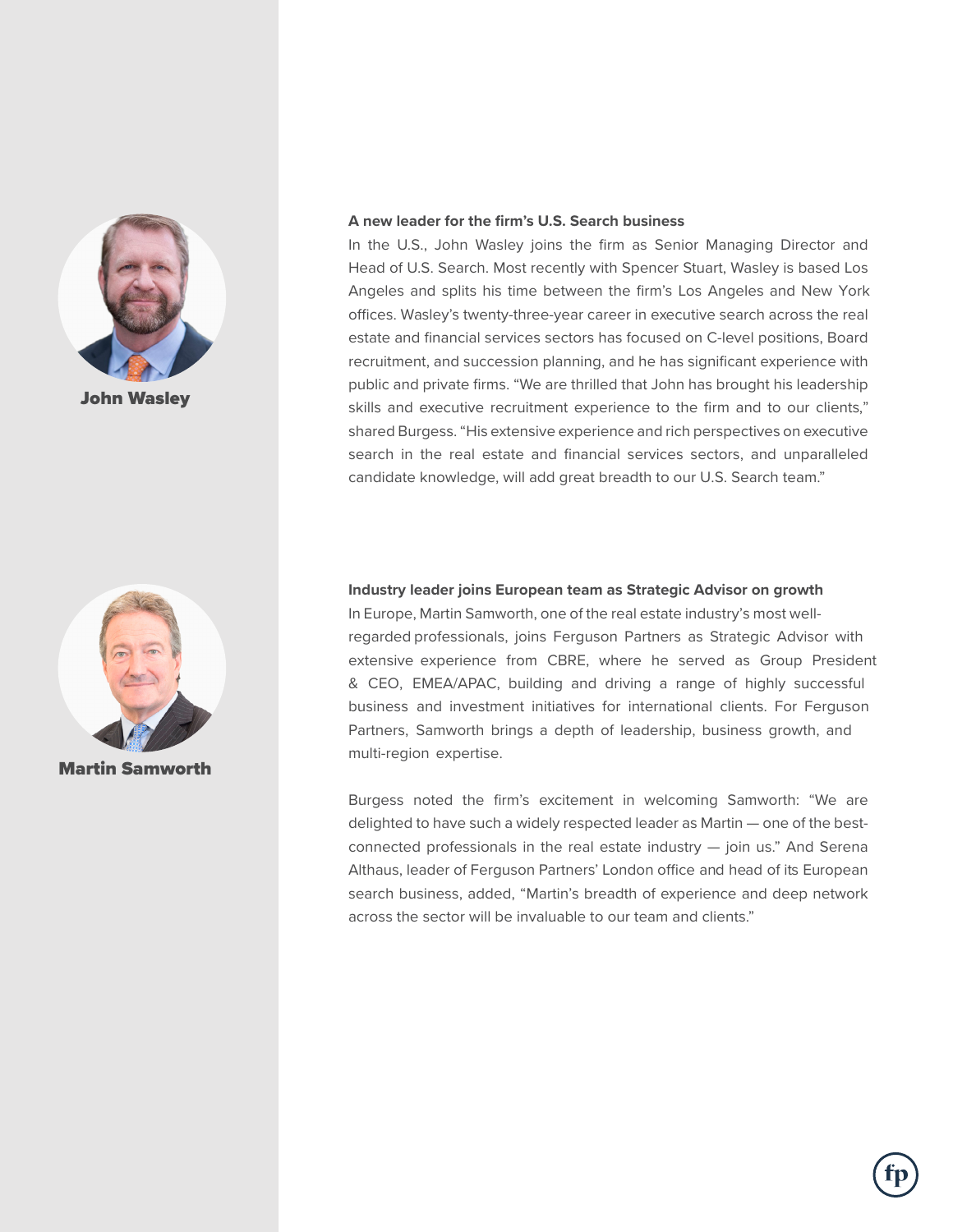**John Wasley**

### A new leader for the firm's U.S. Search business

In the U.S., John Wasley joins the firm as Senior Managing Director and Head of U.S. Search. Most recently with Spencer Stuart, Wasley is based Los Angeles and splits his time between the firm's Los Angeles and New York offices. Wasley's twenty-three-year career in executive search across the real estate and financial services sectors has focused on C-level positions, Board recruitment, and succession planning, and he has significant experience with public and private firms. "We are thrilled that John has brought his leadership skills and executive recruitment experience to the firm and to our clients," shared Burgess. "His extensive experience and rich perspectives on executive search in the real estate and financial services sectors, and unparalleled candidate knowledge, will add great breadth to our U.S. Search team."

**Martin Samworth**

### Industry leader joins European team as Strategic Advisor on growth

In Europe, Martin Samworth, one of the real estate industry's most well-regarded professionals, joins Ferguson Partners as Strategic Advisor with extensive experience from CBRE, where he served as Group President & CEO, EMEA/APAC, building and driving a range of highly successful business and investment initiatives for international clients. For Ferguson Partners, Samworth brings a depth of leadership, business growth, and multi-region expertise.

Burgess noted the firm's excitement in welcoming Samworth: "We are delighted to have such a widely respected leader as Martin — one of the best-connected professionals in the real estate industry — join us." And Serena Althaus, leader of Ferguson Partners' London office and head of its European search business, added, "Martin's breadth of experience and deep network across the sector will be invaluable to our team and clients."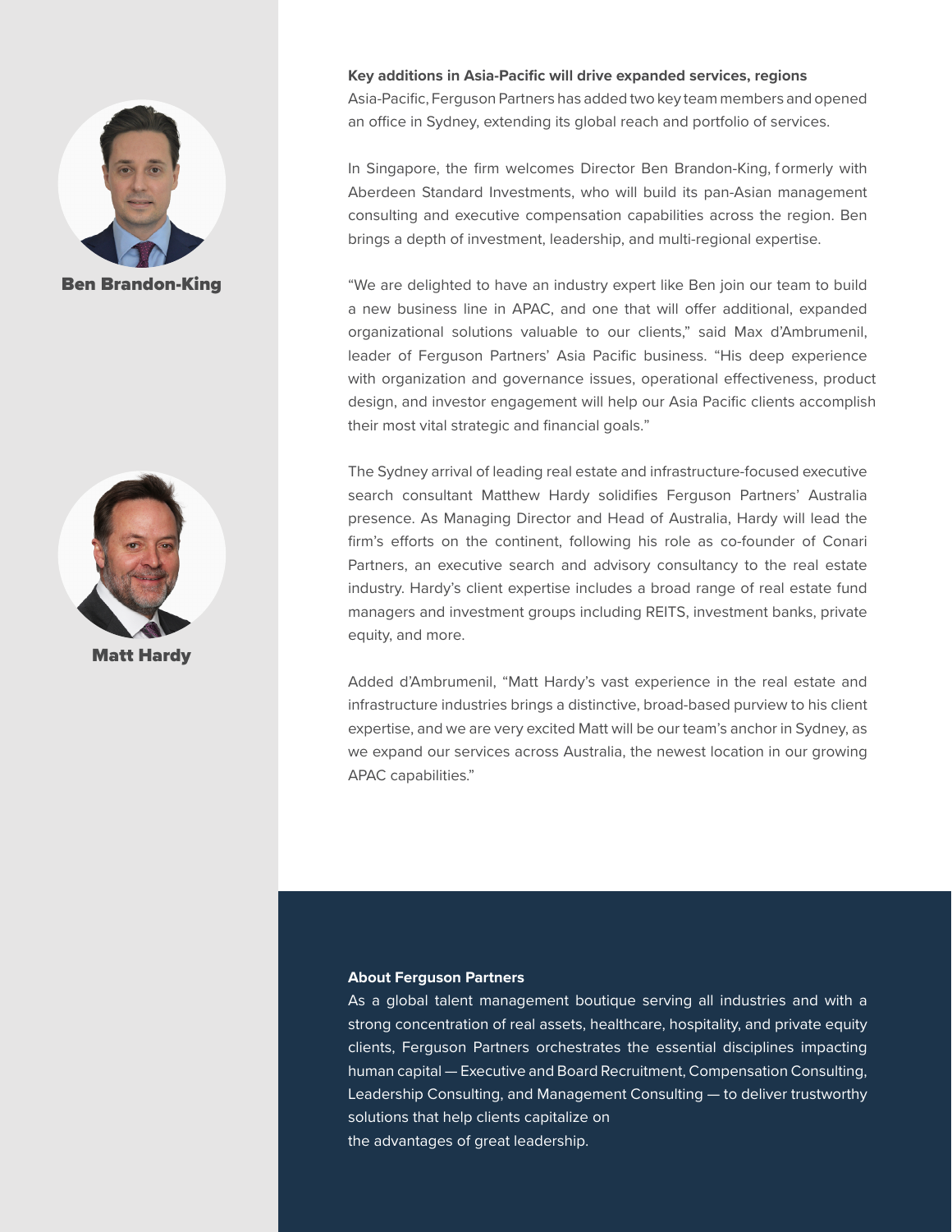**Ben Brandon-King**

**Matt Hardy**

**Key additions in Asia-Pacific will drive expanded services, regions**

Asia-Pacific, Ferguson Partners has added two key team members and opened an office in Sydney, extending its global reach and portfolio of services.

In Singapore, the firm welcomes Director Ben Brandon-King, formerly with Aberdeen Standard Investments, who will build its pan-Asian management consulting and executive compensation capabilities across the region. Ben brings a depth of investment, leadership, and multi-regional expertise.

"We are delighted to have an industry expert like Ben join our team to build a new business line in APAC, and one that will offer additional, expanded organizational solutions valuable to our clients," said Max d'Ambrumenil, leader of Ferguson Partners' Asia Pacific business. "His deep experience with organization and governance issues, operational effectiveness, product design, and investor engagement will help our Asia Pacific clients accomplish their most vital strategic and financial goals."

The Sydney arrival of leading real estate and infrastructure-focused executive search consultant Matthew Hardy solidifies Ferguson Partners' Australia presence. As Managing Director and Head of Australia, Hardy will lead the firm's efforts on the continent, following his role as co-founder of Conari Partners, an executive search and advisory consultancy to the real estate industry. Hardy's client expertise includes a broad range of real estate fund managers and investment groups including REITS, investment banks, private equity, and more.

Added d'Ambrumenil, "Matt Hardy's vast experience in the real estate and infrastructure industries brings a distinctive, broad-based purview to his client expertise, and we are very excited Matt will be our team's anchor in Sydney, as we expand our services across Australia, the newest location in our growing APAC capabilities."

**About Ferguson Partners**

As a global talent management boutique serving all industries and with a strong concentration of real assets, healthcare, hospitality, and private equity clients, Ferguson Partners orchestrates the essential disciplines impacting human capital — Executive and Board Recruitment, Compensation Consulting, Leadership Consulting, and Management Consulting — to deliver trustworthy solutions that help clients capitalize on the advantages of great leadership.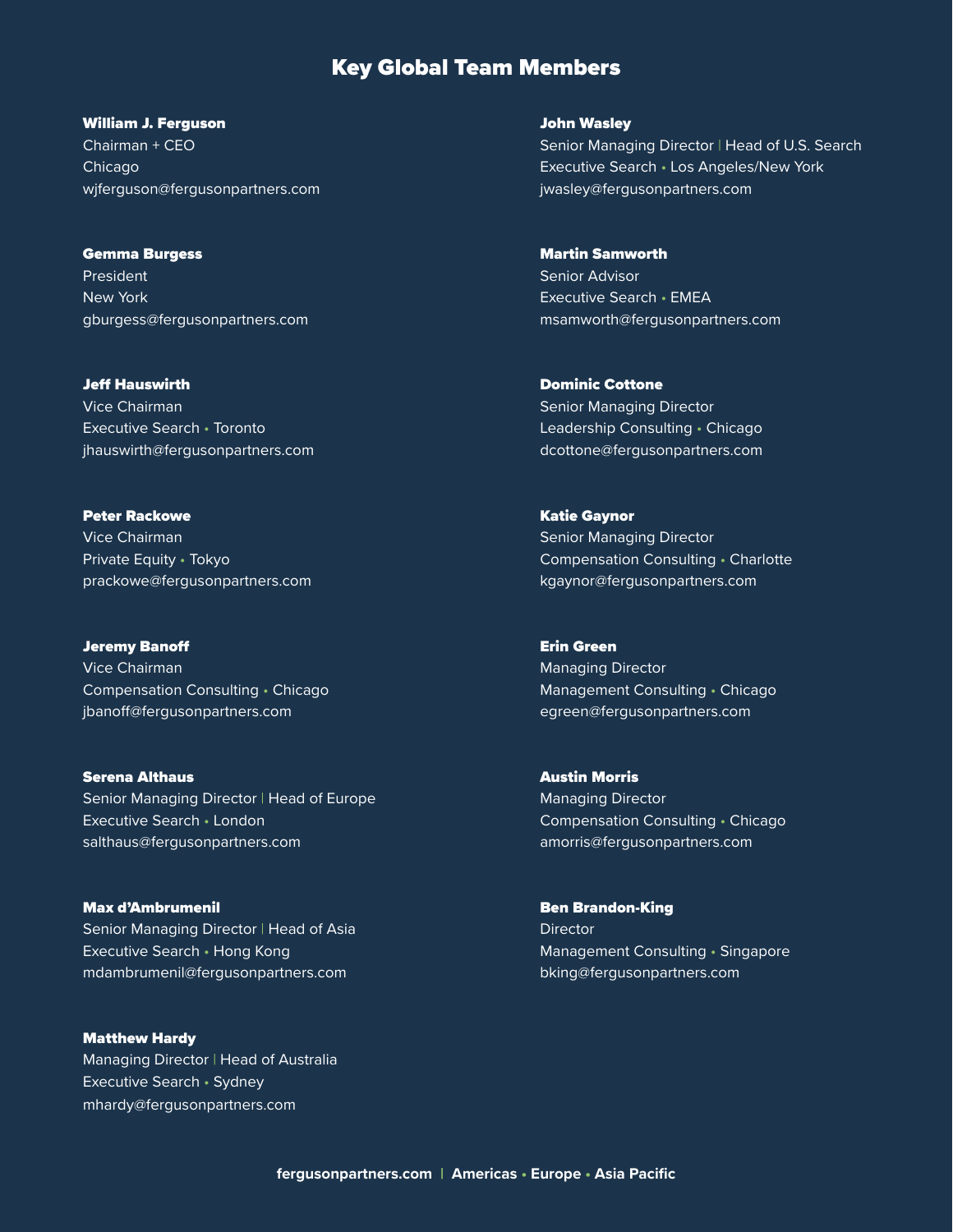# Key Global Team Members

**William J. Ferguson**
Chairman + CEO
Chicago
wjferguson@fergusonpartners.com

**Gemma Burgess**
President
New York
gburgess@fergusonpartners.com

**Jeff Hauswirth**
Vice Chairman
Executive Search • Toronto
jhauswirth@fergusonpartners.com

**Peter Rackowe**
Vice Chairman
Private Equity • Tokyo
prackowe@fergusonpartners.com

**Jeremy Banoff**
Vice Chairman
Compensation Consulting • Chicago
jbanoff@fergusonpartners.com

**Serena Althaus**
Senior Managing Director | Head of Europe
Executive Search • London
salthaus@fergusonpartners.com

**Max d'Ambrumenil**
Senior Managing Director | Head of Asia
Executive Search • Hong Kong
mdambrumenil@fergusonpartners.com

**Matthew Hardy**
Managing Director | Head of Australia
Executive Search • Sydney
mhardy@fergusonpartners.com

**John Wasley**
Senior Managing Director | Head of U.S. Search
Executive Search • Los Angeles/New York
jwasley@fergusonpartners.com

**Martin Samworth**
Senior Advisor
Executive Search • EMEA
msamworth@fergusonpartners.com

**Dominic Cottone**
Senior Managing Director
Leadership Consulting • Chicago
dcottone@fergusonpartners.com

**Katie Gaynor**
Senior Managing Director
Compensation Consulting • Charlotte
kgaynor@fergusonpartners.com

**Erin Green**
Managing Director
Management Consulting • Chicago
egreen@fergusonpartners.com

**Austin Morris**
Managing Director
Compensation Consulting • Chicago
amorris@fergusonpartners.com

**Ben Brandon-King**
Director
Management Consulting • Singapore
bking@fergusonpartners.com

**fergusonpartners.com | Americas • Europe • Asia Pacific**